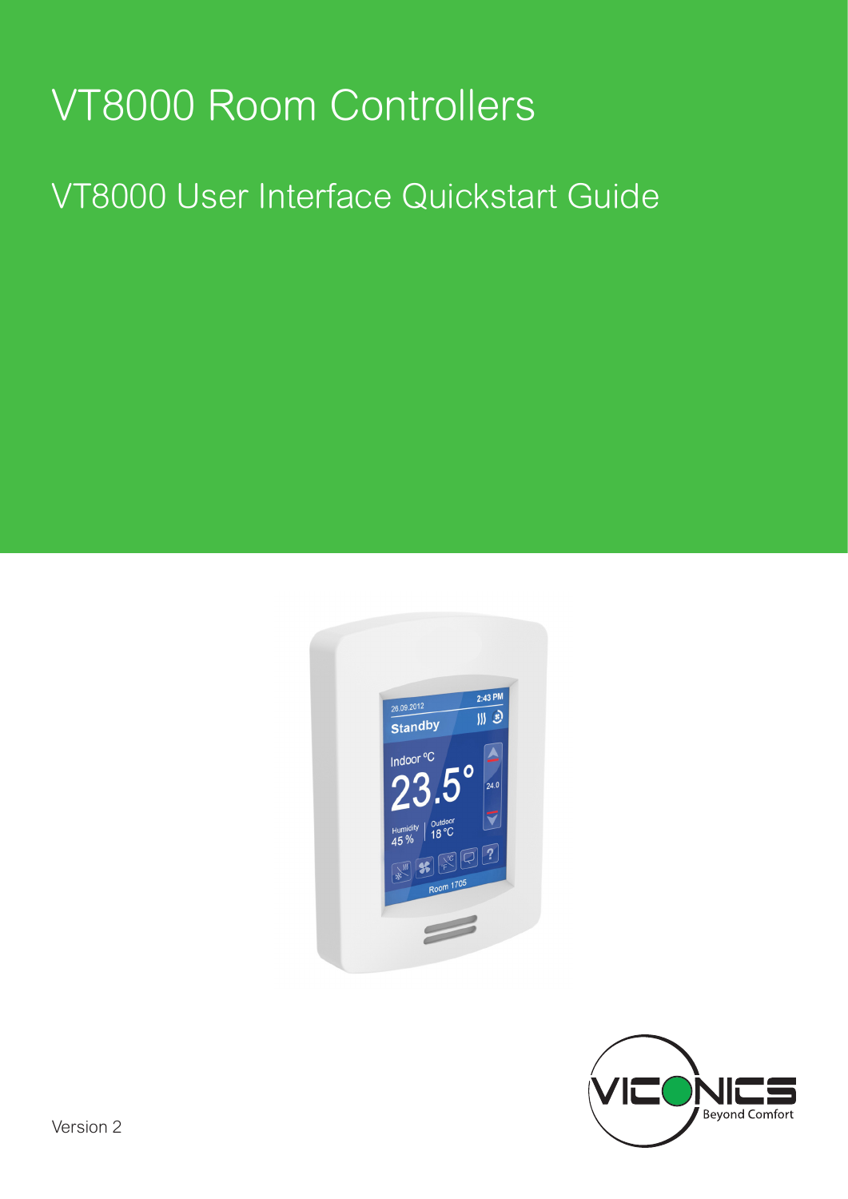# VT8000 Room Controllers

## VT8000 User Interface Quickstart Guide

Version 2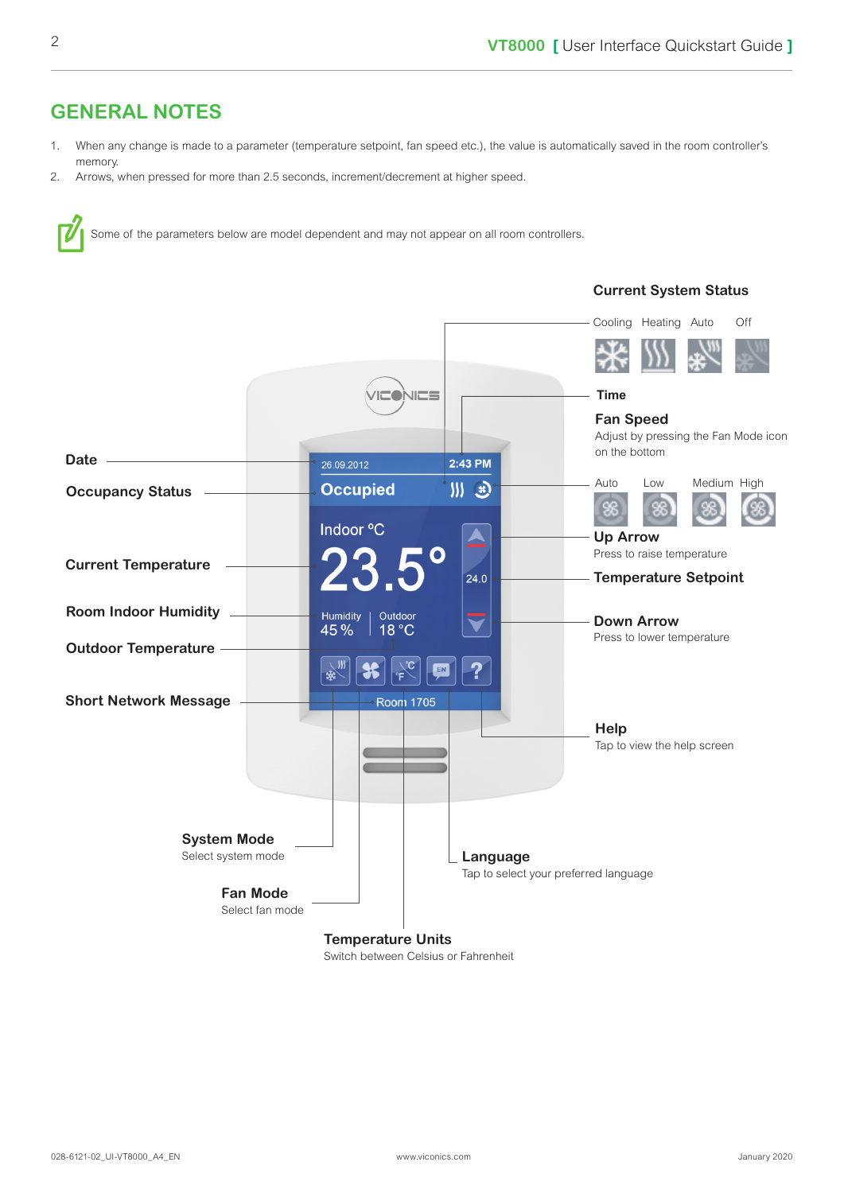## GENERAL NOTES

1. When any change is made to a parameter (temperature setpoint, fan speed etc.), the value is automatically saved in the room controller's memory.
2. Arrows, when pressed for more than 2.5 seconds, increment/decrement at higher speed.

Some of the parameters below are model dependent and may not appear on all room controllers.

**Current System Status**

Cooling Heating Auto Off

**Time**

**Fan Speed**

Adjust by pressing the Fan Mode icon on the bottom

Auto Low Medium High

**Up Arrow**

Press to raise temperature

**Temperature Setpoint**

**Down Arrow**

Press to lower temperature

**Help**

Tap to view the help screen

**Date**

**Occupancy Status**

**Current Temperature**

**Room Indoor Humidity**

**Outdoor Temperature**

**Short Network Message**

**System Mode**

Select system mode

**Fan Mode**

Select fan mode

**Language**

Tap to select your preferred language

**Temperature Units**

Switch between Celsius or Fahrenheit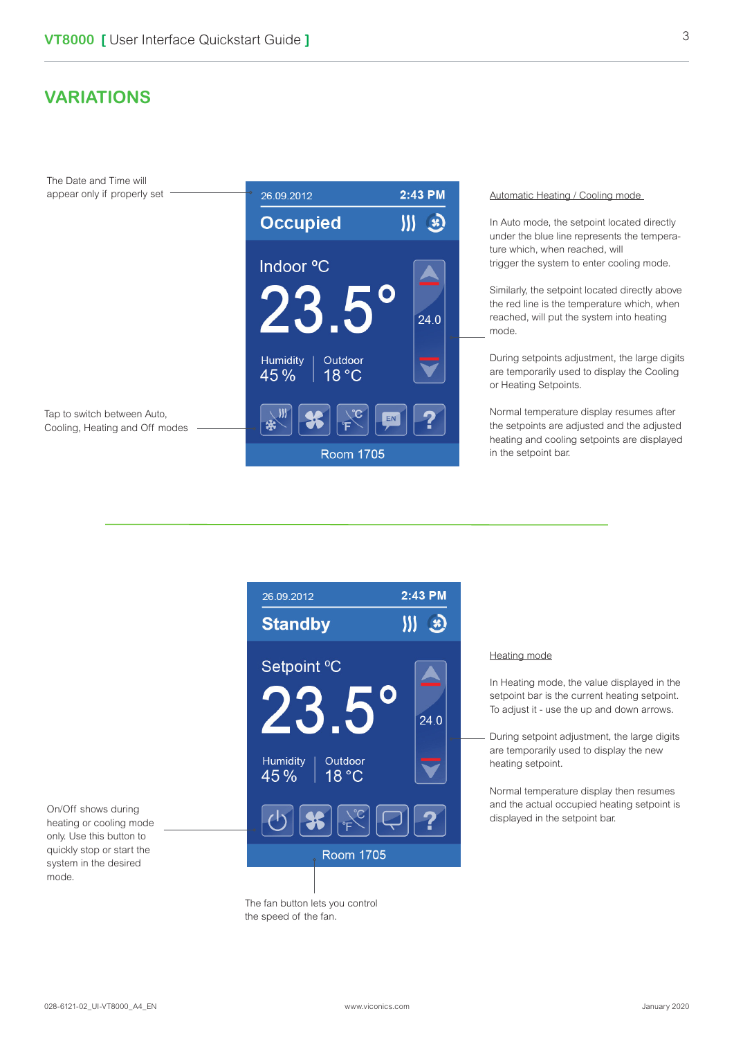## VARIATIONS

The Date and Time will appear only if properly set

26.09.2012 2:43 PM

Occupied

Indoor °C

23.5°

24.0

Humidity 45 %

Outdoor 18 °C

Room 1705

Tap to switch between Auto, Cooling, Heating and Off modes

Automatic Heating / Cooling mode

In Auto mode, the setpoint located directly under the blue line represents the temperature which, when reached, will trigger the system to enter cooling mode.

Similarly, the setpoint located directly above the red line is the temperature which, when reached, will put the system into heating mode.

During setpoints adjustment, the large digits are temporarily used to display the Cooling or Heating Setpoints.

Normal temperature display resumes after the setpoints are adjusted and the adjusted heating and cooling setpoints are displayed in the setpoint bar.

---

26.09.2012 2:43 PM

Standby

Setpoint °C

23.5°

24.0

Humidity 45 %

Outdoor 18 °C

Room 1705

Heating mode

In Heating mode, the value displayed in the setpoint bar is the current heating setpoint. To adjust it - use the up and down arrows.

During setpoint adjustment, the large digits are temporarily used to display the new heating setpoint.

Normal temperature display then resumes and the actual occupied heating setpoint is displayed in the setpoint bar.

On/Off shows during heating or cooling mode only. Use this button to quickly stop or start the system in the desired mode.

The fan button lets you control the speed of the fan.